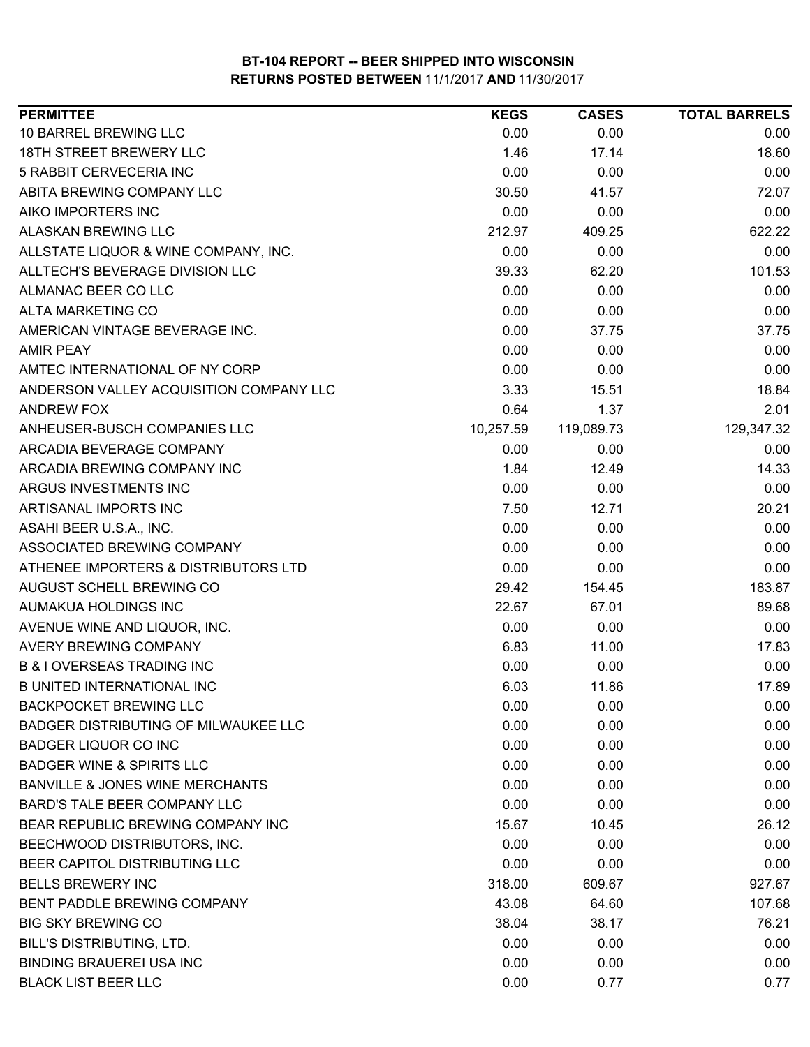# BT-104 REPORT -- BEER SHIPPED INTO WISCONSIN

## RETURNS POSTED BETWEEN 11/1/2017 AND 11/30/2017

| PERMITTEE | KEGS | CASES | TOTAL BARRELS |
|---|---|---|---|
| 10 BARREL BREWING LLC | 0.00 | 0.00 | 0.00 |
| 18TH STREET BREWERY LLC | 1.46 | 17.14 | 18.60 |
| 5 RABBIT CERVECERIA INC | 0.00 | 0.00 | 0.00 |
| ABITA BREWING COMPANY LLC | 30.50 | 41.57 | 72.07 |
| AIKO IMPORTERS INC | 0.00 | 0.00 | 0.00 |
| ALASKAN BREWING LLC | 212.97 | 409.25 | 622.22 |
| ALLSTATE LIQUOR & WINE COMPANY, INC. | 0.00 | 0.00 | 0.00 |
| ALLTECH'S BEVERAGE DIVISION LLC | 39.33 | 62.20 | 101.53 |
| ALMANAC BEER CO LLC | 0.00 | 0.00 | 0.00 |
| ALTA MARKETING CO | 0.00 | 0.00 | 0.00 |
| AMERICAN VINTAGE BEVERAGE INC. | 0.00 | 37.75 | 37.75 |
| AMIR PEAY | 0.00 | 0.00 | 0.00 |
| AMTEC INTERNATIONAL OF NY CORP | 0.00 | 0.00 | 0.00 |
| ANDERSON VALLEY ACQUISITION COMPANY LLC | 3.33 | 15.51 | 18.84 |
| ANDREW FOX | 0.64 | 1.37 | 2.01 |
| ANHEUSER-BUSCH COMPANIES LLC | 10,257.59 | 119,089.73 | 129,347.32 |
| ARCADIA BEVERAGE COMPANY | 0.00 | 0.00 | 0.00 |
| ARCADIA BREWING COMPANY INC | 1.84 | 12.49 | 14.33 |
| ARGUS INVESTMENTS INC | 0.00 | 0.00 | 0.00 |
| ARTISANAL IMPORTS INC | 7.50 | 12.71 | 20.21 |
| ASAHI BEER U.S.A., INC. | 0.00 | 0.00 | 0.00 |
| ASSOCIATED BREWING COMPANY | 0.00 | 0.00 | 0.00 |
| ATHENEE IMPORTERS & DISTRIBUTORS LTD | 0.00 | 0.00 | 0.00 |
| AUGUST SCHELL BREWING CO | 29.42 | 154.45 | 183.87 |
| AUMAKUA HOLDINGS INC | 22.67 | 67.01 | 89.68 |
| AVENUE WINE AND LIQUOR, INC. | 0.00 | 0.00 | 0.00 |
| AVERY BREWING COMPANY | 6.83 | 11.00 | 17.83 |
| B & I OVERSEAS TRADING INC | 0.00 | 0.00 | 0.00 |
| B UNITED INTERNATIONAL INC | 6.03 | 11.86 | 17.89 |
| BACKPOCKET BREWING LLC | 0.00 | 0.00 | 0.00 |
| BADGER DISTRIBUTING OF MILWAUKEE LLC | 0.00 | 0.00 | 0.00 |
| BADGER LIQUOR CO INC | 0.00 | 0.00 | 0.00 |
| BADGER WINE & SPIRITS LLC | 0.00 | 0.00 | 0.00 |
| BANVILLE & JONES WINE MERCHANTS | 0.00 | 0.00 | 0.00 |
| BARD'S TALE BEER COMPANY LLC | 0.00 | 0.00 | 0.00 |
| BEAR REPUBLIC BREWING COMPANY INC | 15.67 | 10.45 | 26.12 |
| BEECHWOOD DISTRIBUTORS, INC. | 0.00 | 0.00 | 0.00 |
| BEER CAPITOL DISTRIBUTING LLC | 0.00 | 0.00 | 0.00 |
| BELLS BREWERY INC | 318.00 | 609.67 | 927.67 |
| BENT PADDLE BREWING COMPANY | 43.08 | 64.60 | 107.68 |
| BIG SKY BREWING CO | 38.04 | 38.17 | 76.21 |
| BILL'S DISTRIBUTING, LTD. | 0.00 | 0.00 | 0.00 |
| BINDING BRAUEREI USA INC | 0.00 | 0.00 | 0.00 |
| BLACK LIST BEER LLC | 0.00 | 0.77 | 0.77 |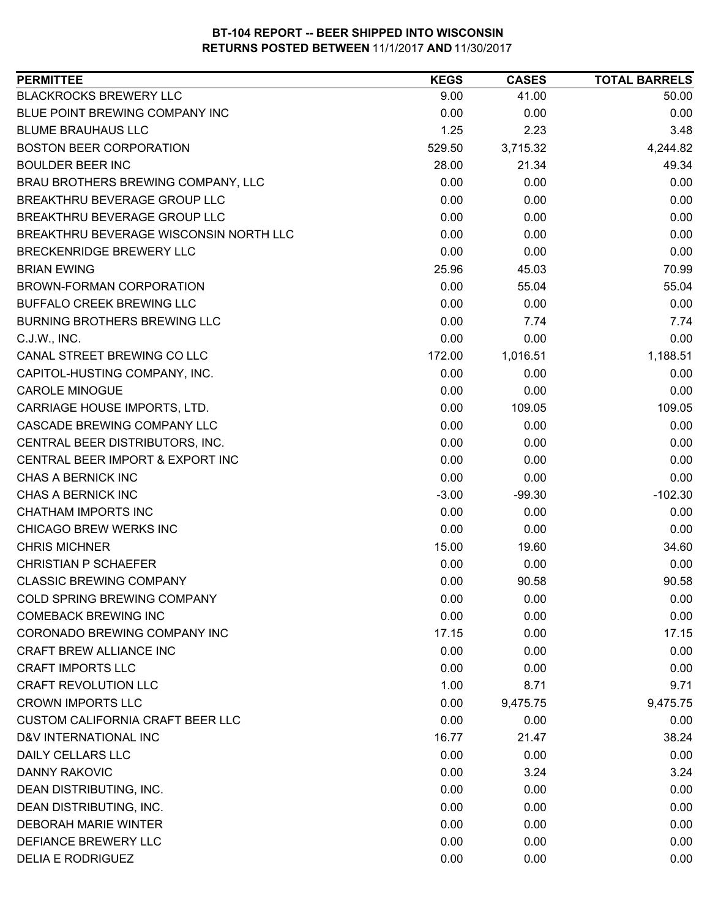# BT-104 REPORT -- BEER SHIPPED INTO WISCONSIN
## RETURNS POSTED BETWEEN 11/1/2017 AND 11/30/2017

| PERMITTEE | KEGS | CASES | TOTAL BARRELS |
|---|---|---|---|
| BLACKROCKS BREWERY LLC | 9.00 | 41.00 | 50.00 |
| BLUE POINT BREWING COMPANY INC | 0.00 | 0.00 | 0.00 |
| BLUME BRAUHAUS LLC | 1.25 | 2.23 | 3.48 |
| BOSTON BEER CORPORATION | 529.50 | 3,715.32 | 4,244.82 |
| BOULDER BEER INC | 28.00 | 21.34 | 49.34 |
| BRAU BROTHERS BREWING COMPANY, LLC | 0.00 | 0.00 | 0.00 |
| BREAKTHRU BEVERAGE GROUP LLC | 0.00 | 0.00 | 0.00 |
| BREAKTHRU BEVERAGE GROUP LLC | 0.00 | 0.00 | 0.00 |
| BREAKTHRU BEVERAGE WISCONSIN NORTH LLC | 0.00 | 0.00 | 0.00 |
| BRECKENRIDGE BREWERY LLC | 0.00 | 0.00 | 0.00 |
| BRIAN EWING | 25.96 | 45.03 | 70.99 |
| BROWN-FORMAN CORPORATION | 0.00 | 55.04 | 55.04 |
| BUFFALO CREEK BREWING LLC | 0.00 | 0.00 | 0.00 |
| BURNING BROTHERS BREWING LLC | 0.00 | 7.74 | 7.74 |
| C.J.W., INC. | 0.00 | 0.00 | 0.00 |
| CANAL STREET BREWING CO LLC | 172.00 | 1,016.51 | 1,188.51 |
| CAPITOL-HUSTING COMPANY, INC. | 0.00 | 0.00 | 0.00 |
| CAROLE MINOGUE | 0.00 | 0.00 | 0.00 |
| CARRIAGE HOUSE IMPORTS, LTD. | 0.00 | 109.05 | 109.05 |
| CASCADE BREWING COMPANY LLC | 0.00 | 0.00 | 0.00 |
| CENTRAL BEER DISTRIBUTORS, INC. | 0.00 | 0.00 | 0.00 |
| CENTRAL BEER IMPORT & EXPORT INC | 0.00 | 0.00 | 0.00 |
| CHAS A BERNICK INC | 0.00 | 0.00 | 0.00 |
| CHAS A BERNICK INC | -3.00 | -99.30 | -102.30 |
| CHATHAM IMPORTS INC | 0.00 | 0.00 | 0.00 |
| CHICAGO BREW WERKS INC | 0.00 | 0.00 | 0.00 |
| CHRIS MICHNER | 15.00 | 19.60 | 34.60 |
| CHRISTIAN P SCHAEFER | 0.00 | 0.00 | 0.00 |
| CLASSIC BREWING COMPANY | 0.00 | 90.58 | 90.58 |
| COLD SPRING BREWING COMPANY | 0.00 | 0.00 | 0.00 |
| COMEBACK BREWING INC | 0.00 | 0.00 | 0.00 |
| CORONADO BREWING COMPANY INC | 17.15 | 0.00 | 17.15 |
| CRAFT BREW ALLIANCE INC | 0.00 | 0.00 | 0.00 |
| CRAFT IMPORTS LLC | 0.00 | 0.00 | 0.00 |
| CRAFT REVOLUTION LLC | 1.00 | 8.71 | 9.71 |
| CROWN IMPORTS LLC | 0.00 | 9,475.75 | 9,475.75 |
| CUSTOM CALIFORNIA CRAFT BEER LLC | 0.00 | 0.00 | 0.00 |
| D&V INTERNATIONAL INC | 16.77 | 21.47 | 38.24 |
| DAILY CELLARS LLC | 0.00 | 0.00 | 0.00 |
| DANNY RAKOVIC | 0.00 | 3.24 | 3.24 |
| DEAN DISTRIBUTING, INC. | 0.00 | 0.00 | 0.00 |
| DEAN DISTRIBUTING, INC. | 0.00 | 0.00 | 0.00 |
| DEBORAH MARIE WINTER | 0.00 | 0.00 | 0.00 |
| DEFIANCE BREWERY LLC | 0.00 | 0.00 | 0.00 |
| DELIA E RODRIGUEZ | 0.00 | 0.00 | 0.00 |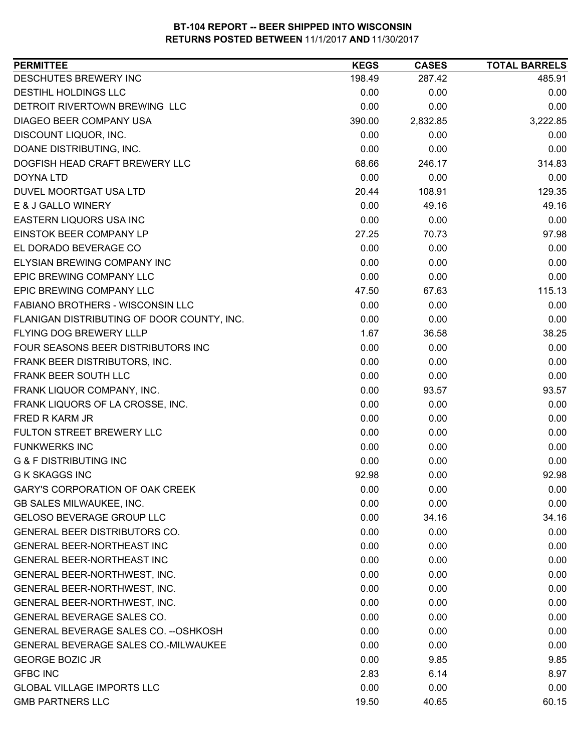# BT-104 REPORT -- BEER SHIPPED INTO WISCONSIN
## RETURNS POSTED BETWEEN 11/1/2017 AND 11/30/2017

| PERMITTEE | KEGS | CASES | TOTAL BARRELS |
|---|---|---|---|
| DESCHUTES BREWERY INC | 198.49 | 287.42 | 485.91 |
| DESTIHL HOLDINGS LLC | 0.00 | 0.00 | 0.00 |
| DETROIT RIVERTOWN BREWING LLC | 0.00 | 0.00 | 0.00 |
| DIAGEO BEER COMPANY USA | 390.00 | 2,832.85 | 3,222.85 |
| DISCOUNT LIQUOR, INC. | 0.00 | 0.00 | 0.00 |
| DOANE DISTRIBUTING, INC. | 0.00 | 0.00 | 0.00 |
| DOGFISH HEAD CRAFT BREWERY LLC | 68.66 | 246.17 | 314.83 |
| DOYNA LTD | 0.00 | 0.00 | 0.00 |
| DUVEL MOORTGAT USA LTD | 20.44 | 108.91 | 129.35 |
| E & J GALLO WINERY | 0.00 | 49.16 | 49.16 |
| EASTERN LIQUORS USA INC | 0.00 | 0.00 | 0.00 |
| EINSTOK BEER COMPANY LP | 27.25 | 70.73 | 97.98 |
| EL DORADO BEVERAGE CO | 0.00 | 0.00 | 0.00 |
| ELYSIAN BREWING COMPANY INC | 0.00 | 0.00 | 0.00 |
| EPIC BREWING COMPANY LLC | 0.00 | 0.00 | 0.00 |
| EPIC BREWING COMPANY LLC | 47.50 | 67.63 | 115.13 |
| FABIANO BROTHERS - WISCONSIN LLC | 0.00 | 0.00 | 0.00 |
| FLANIGAN DISTRIBUTING OF DOOR COUNTY, INC. | 0.00 | 0.00 | 0.00 |
| FLYING DOG BREWERY LLLP | 1.67 | 36.58 | 38.25 |
| FOUR SEASONS BEER DISTRIBUTORS INC | 0.00 | 0.00 | 0.00 |
| FRANK BEER DISTRIBUTORS, INC. | 0.00 | 0.00 | 0.00 |
| FRANK BEER SOUTH LLC | 0.00 | 0.00 | 0.00 |
| FRANK LIQUOR COMPANY, INC. | 0.00 | 93.57 | 93.57 |
| FRANK LIQUORS OF LA CROSSE, INC. | 0.00 | 0.00 | 0.00 |
| FRED R KARM JR | 0.00 | 0.00 | 0.00 |
| FULTON STREET BREWERY LLC | 0.00 | 0.00 | 0.00 |
| FUNKWERKS INC | 0.00 | 0.00 | 0.00 |
| G & F DISTRIBUTING INC | 0.00 | 0.00 | 0.00 |
| G K SKAGGS INC | 92.98 | 0.00 | 92.98 |
| GARY'S CORPORATION OF OAK CREEK | 0.00 | 0.00 | 0.00 |
| GB SALES MILWAUKEE, INC. | 0.00 | 0.00 | 0.00 |
| GELOSO BEVERAGE GROUP LLC | 0.00 | 34.16 | 34.16 |
| GENERAL BEER DISTRIBUTORS CO. | 0.00 | 0.00 | 0.00 |
| GENERAL BEER-NORTHEAST INC | 0.00 | 0.00 | 0.00 |
| GENERAL BEER-NORTHEAST INC | 0.00 | 0.00 | 0.00 |
| GENERAL BEER-NORTHWEST, INC. | 0.00 | 0.00 | 0.00 |
| GENERAL BEER-NORTHWEST, INC. | 0.00 | 0.00 | 0.00 |
| GENERAL BEER-NORTHWEST, INC. | 0.00 | 0.00 | 0.00 |
| GENERAL BEVERAGE SALES CO. | 0.00 | 0.00 | 0.00 |
| GENERAL BEVERAGE SALES CO. --OSHKOSH | 0.00 | 0.00 | 0.00 |
| GENERAL BEVERAGE SALES CO.-MILWAUKEE | 0.00 | 0.00 | 0.00 |
| GEORGE BOZIC JR | 0.00 | 9.85 | 9.85 |
| GFBC INC | 2.83 | 6.14 | 8.97 |
| GLOBAL VILLAGE IMPORTS LLC | 0.00 | 0.00 | 0.00 |
| GMB PARTNERS LLC | 19.50 | 40.65 | 60.15 |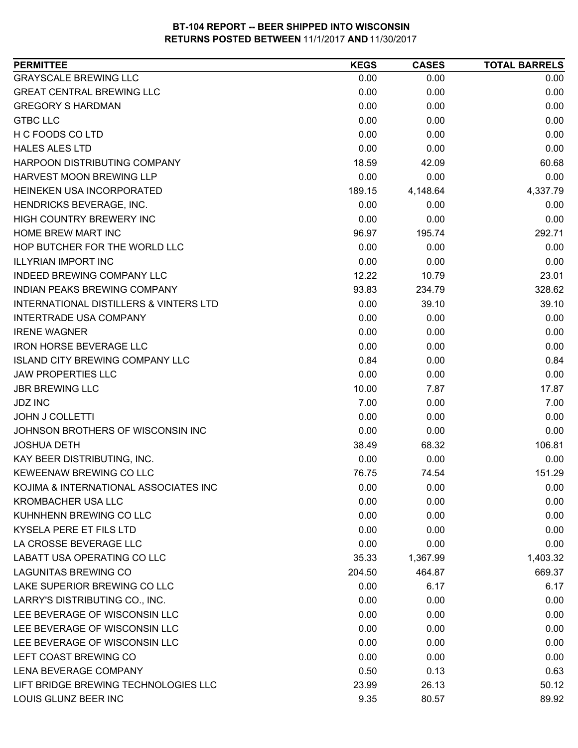**BT-104 REPORT -- BEER SHIPPED INTO WISCONSIN**
**RETURNS POSTED BETWEEN** 11/1/2017 **AND** 11/30/2017

| PERMITTEE | KEGS | CASES | TOTAL BARRELS |
|---|---|---|---|
| GRAYSCALE BREWING LLC | 0.00 | 0.00 | 0.00 |
| GREAT CENTRAL BREWING LLC | 0.00 | 0.00 | 0.00 |
| GREGORY S HARDMAN | 0.00 | 0.00 | 0.00 |
| GTBC LLC | 0.00 | 0.00 | 0.00 |
| H C FOODS CO LTD | 0.00 | 0.00 | 0.00 |
| HALES ALES LTD | 0.00 | 0.00 | 0.00 |
| HARPOON DISTRIBUTING COMPANY | 18.59 | 42.09 | 60.68 |
| HARVEST MOON BREWING LLP | 0.00 | 0.00 | 0.00 |
| HEINEKEN USA INCORPORATED | 189.15 | 4,148.64 | 4,337.79 |
| HENDRICKS BEVERAGE, INC. | 0.00 | 0.00 | 0.00 |
| HIGH COUNTRY BREWERY INC | 0.00 | 0.00 | 0.00 |
| HOME BREW MART INC | 96.97 | 195.74 | 292.71 |
| HOP BUTCHER FOR THE WORLD LLC | 0.00 | 0.00 | 0.00 |
| ILLYRIAN IMPORT INC | 0.00 | 0.00 | 0.00 |
| INDEED BREWING COMPANY LLC | 12.22 | 10.79 | 23.01 |
| INDIAN PEAKS BREWING COMPANY | 93.83 | 234.79 | 328.62 |
| INTERNATIONAL DISTILLERS & VINTERS LTD | 0.00 | 39.10 | 39.10 |
| INTERTRADE USA COMPANY | 0.00 | 0.00 | 0.00 |
| IRENE WAGNER | 0.00 | 0.00 | 0.00 |
| IRON HORSE BEVERAGE LLC | 0.00 | 0.00 | 0.00 |
| ISLAND CITY BREWING COMPANY LLC | 0.84 | 0.00 | 0.84 |
| JAW PROPERTIES LLC | 0.00 | 0.00 | 0.00 |
| JBR BREWING LLC | 10.00 | 7.87 | 17.87 |
| JDZ INC | 7.00 | 0.00 | 7.00 |
| JOHN J COLLETTI | 0.00 | 0.00 | 0.00 |
| JOHNSON BROTHERS OF WISCONSIN INC | 0.00 | 0.00 | 0.00 |
| JOSHUA DETH | 38.49 | 68.32 | 106.81 |
| KAY BEER DISTRIBUTING, INC. | 0.00 | 0.00 | 0.00 |
| KEWEENAW BREWING CO LLC | 76.75 | 74.54 | 151.29 |
| KOJIMA & INTERNATIONAL ASSOCIATES INC | 0.00 | 0.00 | 0.00 |
| KROMBACHER USA LLC | 0.00 | 0.00 | 0.00 |
| KUHNHENN BREWING CO LLC | 0.00 | 0.00 | 0.00 |
| KYSELA PERE ET FILS LTD | 0.00 | 0.00 | 0.00 |
| LA CROSSE BEVERAGE LLC | 0.00 | 0.00 | 0.00 |
| LABATT USA OPERATING CO LLC | 35.33 | 1,367.99 | 1,403.32 |
| LAGUNITAS BREWING CO | 204.50 | 464.87 | 669.37 |
| LAKE SUPERIOR BREWING CO LLC | 0.00 | 6.17 | 6.17 |
| LARRY'S DISTRIBUTING CO., INC. | 0.00 | 0.00 | 0.00 |
| LEE BEVERAGE OF WISCONSIN LLC | 0.00 | 0.00 | 0.00 |
| LEE BEVERAGE OF WISCONSIN LLC | 0.00 | 0.00 | 0.00 |
| LEE BEVERAGE OF WISCONSIN LLC | 0.00 | 0.00 | 0.00 |
| LEFT COAST BREWING CO | 0.00 | 0.00 | 0.00 |
| LENA BEVERAGE COMPANY | 0.50 | 0.13 | 0.63 |
| LIFT BRIDGE BREWING TECHNOLOGIES LLC | 23.99 | 26.13 | 50.12 |
| LOUIS GLUNZ BEER INC | 9.35 | 80.57 | 89.92 |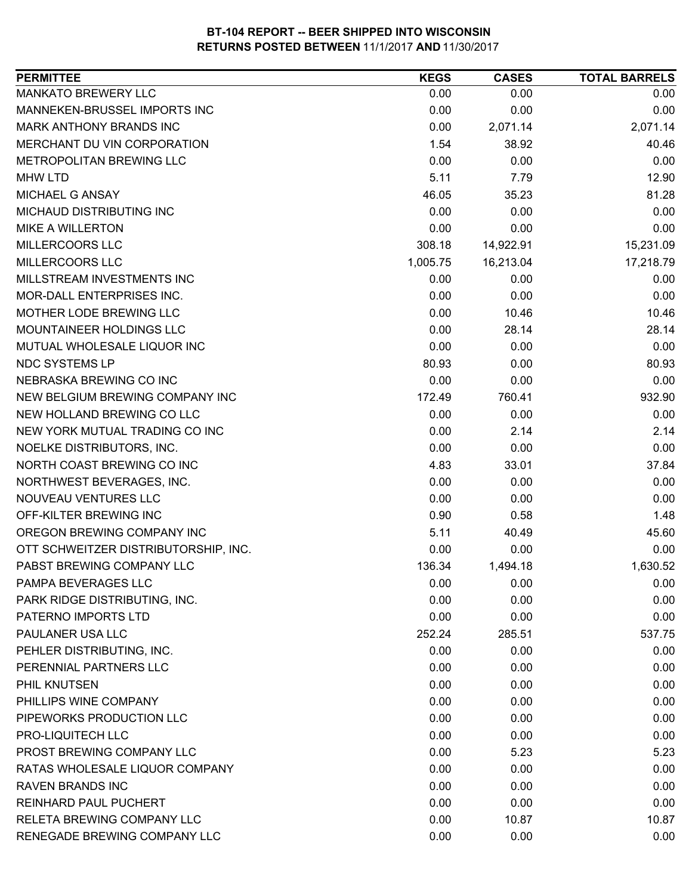# BT-104 REPORT -- BEER SHIPPED INTO WISCONSIN
## RETURNS POSTED BETWEEN 11/1/2017 AND 11/30/2017

| PERMITTEE | KEGS | CASES | TOTAL BARRELS |
|---|---|---|---|
| MANKATO BREWERY LLC | 0.00 | 0.00 | 0.00 |
| MANNEKEN-BRUSSEL IMPORTS INC | 0.00 | 0.00 | 0.00 |
| MARK ANTHONY BRANDS INC | 0.00 | 2,071.14 | 2,071.14 |
| MERCHANT DU VIN CORPORATION | 1.54 | 38.92 | 40.46 |
| METROPOLITAN BREWING LLC | 0.00 | 0.00 | 0.00 |
| MHW LTD | 5.11 | 7.79 | 12.90 |
| MICHAEL G ANSAY | 46.05 | 35.23 | 81.28 |
| MICHAUD DISTRIBUTING INC | 0.00 | 0.00 | 0.00 |
| MIKE A WILLERTON | 0.00 | 0.00 | 0.00 |
| MILLERCOORS LLC | 308.18 | 14,922.91 | 15,231.09 |
| MILLERCOORS LLC | 1,005.75 | 16,213.04 | 17,218.79 |
| MILLSTREAM INVESTMENTS INC | 0.00 | 0.00 | 0.00 |
| MOR-DALL ENTERPRISES INC. | 0.00 | 0.00 | 0.00 |
| MOTHER LODE BREWING LLC | 0.00 | 10.46 | 10.46 |
| MOUNTAINEER HOLDINGS LLC | 0.00 | 28.14 | 28.14 |
| MUTUAL WHOLESALE LIQUOR INC | 0.00 | 0.00 | 0.00 |
| NDC SYSTEMS LP | 80.93 | 0.00 | 80.93 |
| NEBRASKA BREWING CO INC | 0.00 | 0.00 | 0.00 |
| NEW BELGIUM BREWING COMPANY INC | 172.49 | 760.41 | 932.90 |
| NEW HOLLAND BREWING CO LLC | 0.00 | 0.00 | 0.00 |
| NEW YORK MUTUAL TRADING CO INC | 0.00 | 2.14 | 2.14 |
| NOELKE DISTRIBUTORS, INC. | 0.00 | 0.00 | 0.00 |
| NORTH COAST BREWING CO INC | 4.83 | 33.01 | 37.84 |
| NORTHWEST BEVERAGES, INC. | 0.00 | 0.00 | 0.00 |
| NOUVEAU VENTURES LLC | 0.00 | 0.00 | 0.00 |
| OFF-KILTER BREWING INC | 0.90 | 0.58 | 1.48 |
| OREGON BREWING COMPANY INC | 5.11 | 40.49 | 45.60 |
| OTT SCHWEITZER DISTRIBUTORSHIP, INC. | 0.00 | 0.00 | 0.00 |
| PABST BREWING COMPANY LLC | 136.34 | 1,494.18 | 1,630.52 |
| PAMPA BEVERAGES LLC | 0.00 | 0.00 | 0.00 |
| PARK RIDGE DISTRIBUTING, INC. | 0.00 | 0.00 | 0.00 |
| PATERNO IMPORTS LTD | 0.00 | 0.00 | 0.00 |
| PAULANER USA LLC | 252.24 | 285.51 | 537.75 |
| PEHLER DISTRIBUTING, INC. | 0.00 | 0.00 | 0.00 |
| PERENNIAL PARTNERS LLC | 0.00 | 0.00 | 0.00 |
| PHIL KNUTSEN | 0.00 | 0.00 | 0.00 |
| PHILLIPS WINE COMPANY | 0.00 | 0.00 | 0.00 |
| PIPEWORKS PRODUCTION LLC | 0.00 | 0.00 | 0.00 |
| PRO-LIQUITECH LLC | 0.00 | 0.00 | 0.00 |
| PROST BREWING COMPANY LLC | 0.00 | 5.23 | 5.23 |
| RATAS WHOLESALE LIQUOR COMPANY | 0.00 | 0.00 | 0.00 |
| RAVEN BRANDS INC | 0.00 | 0.00 | 0.00 |
| REINHARD PAUL PUCHERT | 0.00 | 0.00 | 0.00 |
| RELETA BREWING COMPANY LLC | 0.00 | 10.87 | 10.87 |
| RENEGADE BREWING COMPANY LLC | 0.00 | 0.00 | 0.00 |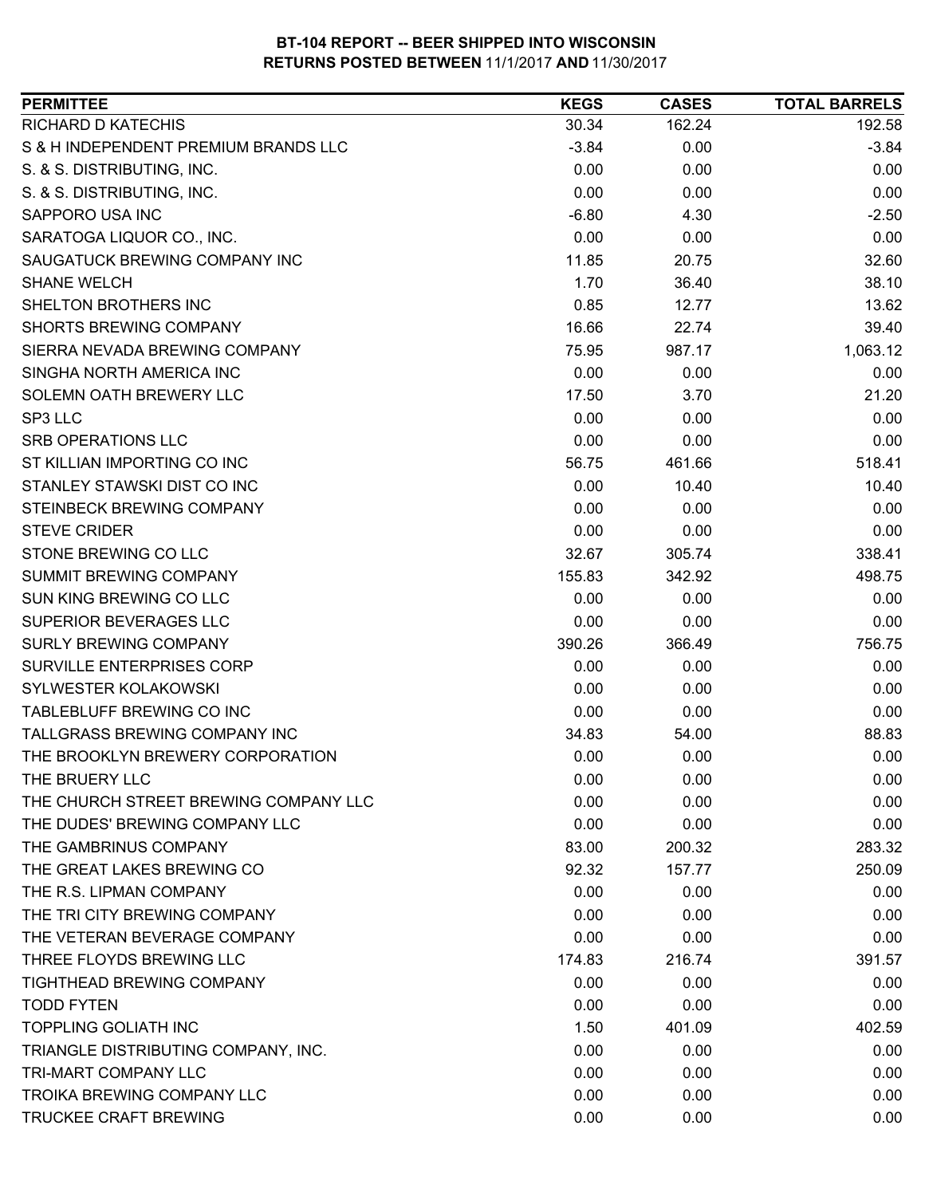**BT-104 REPORT -- BEER SHIPPED INTO WISCONSIN**
**RETURNS POSTED BETWEEN 11/1/2017 AND 11/30/2017**

| PERMITTEE | KEGS | CASES | TOTAL BARRELS |
|---|---|---|---|
| RICHARD D KATECHIS | 30.34 | 162.24 | 192.58 |
| S & H INDEPENDENT PREMIUM BRANDS LLC | -3.84 | 0.00 | -3.84 |
| S. & S. DISTRIBUTING, INC. | 0.00 | 0.00 | 0.00 |
| S. & S. DISTRIBUTING, INC. | 0.00 | 0.00 | 0.00 |
| SAPPORO USA INC | -6.80 | 4.30 | -2.50 |
| SARATOGA LIQUOR CO., INC. | 0.00 | 0.00 | 0.00 |
| SAUGATUCK BREWING COMPANY INC | 11.85 | 20.75 | 32.60 |
| SHANE WELCH | 1.70 | 36.40 | 38.10 |
| SHELTON BROTHERS INC | 0.85 | 12.77 | 13.62 |
| SHORTS BREWING COMPANY | 16.66 | 22.74 | 39.40 |
| SIERRA NEVADA BREWING COMPANY | 75.95 | 987.17 | 1,063.12 |
| SINGHA NORTH AMERICA INC | 0.00 | 0.00 | 0.00 |
| SOLEMN OATH BREWERY LLC | 17.50 | 3.70 | 21.20 |
| SP3 LLC | 0.00 | 0.00 | 0.00 |
| SRB OPERATIONS LLC | 0.00 | 0.00 | 0.00 |
| ST KILLIAN IMPORTING CO INC | 56.75 | 461.66 | 518.41 |
| STANLEY STAWSKI DIST CO INC | 0.00 | 10.40 | 10.40 |
| STEINBECK BREWING COMPANY | 0.00 | 0.00 | 0.00 |
| STEVE CRIDER | 0.00 | 0.00 | 0.00 |
| STONE BREWING CO LLC | 32.67 | 305.74 | 338.41 |
| SUMMIT BREWING COMPANY | 155.83 | 342.92 | 498.75 |
| SUN KING BREWING CO LLC | 0.00 | 0.00 | 0.00 |
| SUPERIOR BEVERAGES LLC | 0.00 | 0.00 | 0.00 |
| SURLY BREWING COMPANY | 390.26 | 366.49 | 756.75 |
| SURVILLE ENTERPRISES CORP | 0.00 | 0.00 | 0.00 |
| SYLWESTER KOLAKOWSKI | 0.00 | 0.00 | 0.00 |
| TABLEBLUFF BREWING CO INC | 0.00 | 0.00 | 0.00 |
| TALLGRASS BREWING COMPANY INC | 34.83 | 54.00 | 88.83 |
| THE BROOKLYN BREWERY CORPORATION | 0.00 | 0.00 | 0.00 |
| THE BRUERY LLC | 0.00 | 0.00 | 0.00 |
| THE CHURCH STREET BREWING COMPANY LLC | 0.00 | 0.00 | 0.00 |
| THE DUDES' BREWING COMPANY LLC | 0.00 | 0.00 | 0.00 |
| THE GAMBRINUS COMPANY | 83.00 | 200.32 | 283.32 |
| THE GREAT LAKES BREWING CO | 92.32 | 157.77 | 250.09 |
| THE R.S. LIPMAN COMPANY | 0.00 | 0.00 | 0.00 |
| THE TRI CITY BREWING COMPANY | 0.00 | 0.00 | 0.00 |
| THE VETERAN BEVERAGE COMPANY | 0.00 | 0.00 | 0.00 |
| THREE FLOYDS BREWING LLC | 174.83 | 216.74 | 391.57 |
| TIGHTHEAD BREWING COMPANY | 0.00 | 0.00 | 0.00 |
| TODD FYTEN | 0.00 | 0.00 | 0.00 |
| TOPPLING GOLIATH INC | 1.50 | 401.09 | 402.59 |
| TRIANGLE DISTRIBUTING COMPANY, INC. | 0.00 | 0.00 | 0.00 |
| TRI-MART COMPANY LLC | 0.00 | 0.00 | 0.00 |
| TROIKA BREWING COMPANY LLC | 0.00 | 0.00 | 0.00 |
| TRUCKEE CRAFT BREWING | 0.00 | 0.00 | 0.00 |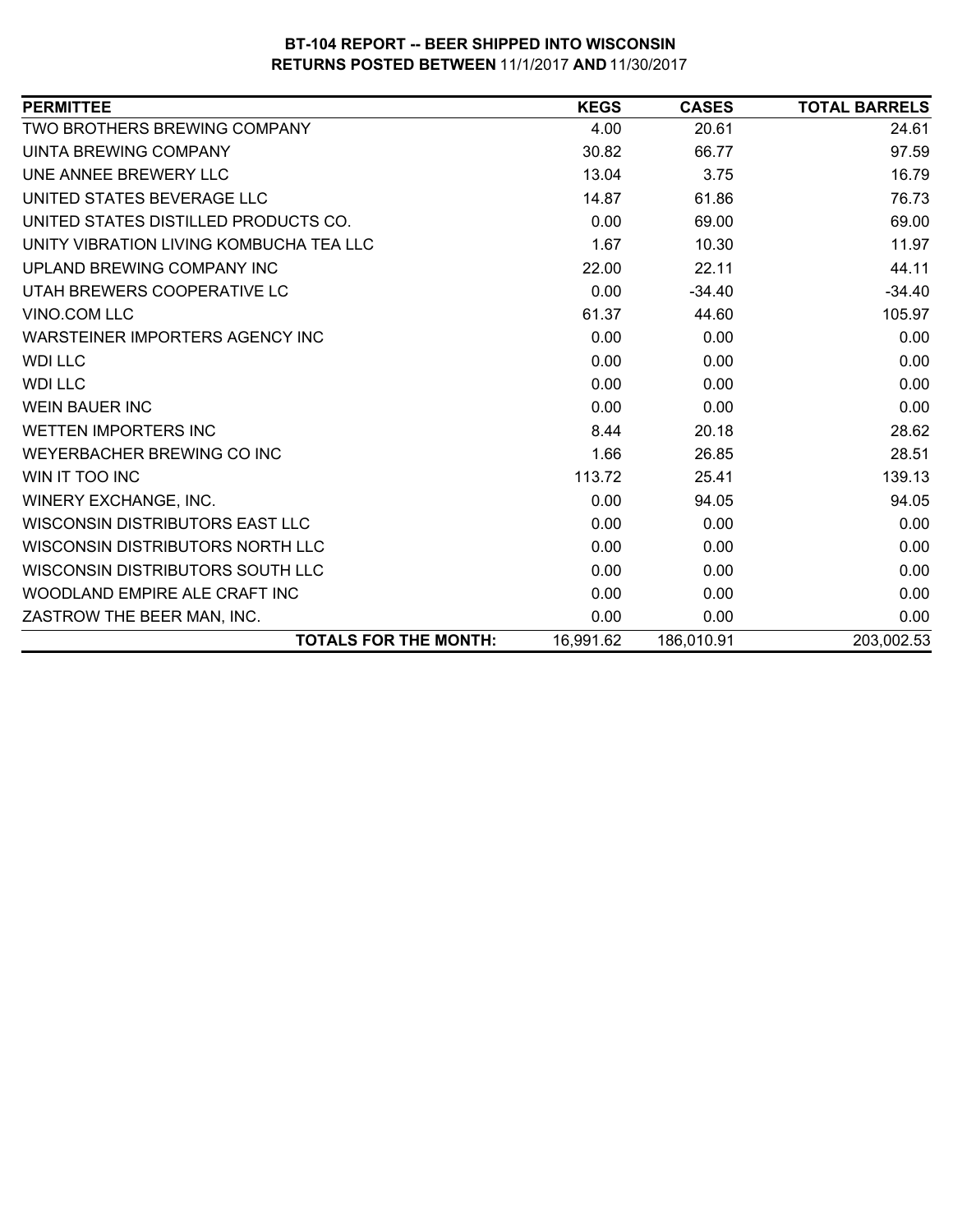**BT-104 REPORT -- BEER SHIPPED INTO WISCONSIN**
**RETURNS POSTED BETWEEN** 11/1/2017 **AND** 11/30/2017

| PERMITTEE | KEGS | CASES | TOTAL BARRELS |
|---|---|---|---|
| TWO BROTHERS BREWING COMPANY | 4.00 | 20.61 | 24.61 |
| UINTA BREWING COMPANY | 30.82 | 66.77 | 97.59 |
| UNE ANNEE BREWERY LLC | 13.04 | 3.75 | 16.79 |
| UNITED STATES BEVERAGE LLC | 14.87 | 61.86 | 76.73 |
| UNITED STATES DISTILLED PRODUCTS CO. | 0.00 | 69.00 | 69.00 |
| UNITY VIBRATION LIVING KOMBUCHA TEA LLC | 1.67 | 10.30 | 11.97 |
| UPLAND BREWING COMPANY INC | 22.00 | 22.11 | 44.11 |
| UTAH BREWERS COOPERATIVE LC | 0.00 | -34.40 | -34.40 |
| VINO.COM LLC | 61.37 | 44.60 | 105.97 |
| WARSTEINER IMPORTERS AGENCY INC | 0.00 | 0.00 | 0.00 |
| WDI LLC | 0.00 | 0.00 | 0.00 |
| WDI LLC | 0.00 | 0.00 | 0.00 |
| WEIN BAUER INC | 0.00 | 0.00 | 0.00 |
| WETTEN IMPORTERS INC | 8.44 | 20.18 | 28.62 |
| WEYERBACHER BREWING CO INC | 1.66 | 26.85 | 28.51 |
| WIN IT TOO INC | 113.72 | 25.41 | 139.13 |
| WINERY EXCHANGE, INC. | 0.00 | 94.05 | 94.05 |
| WISCONSIN DISTRIBUTORS EAST LLC | 0.00 | 0.00 | 0.00 |
| WISCONSIN DISTRIBUTORS NORTH LLC | 0.00 | 0.00 | 0.00 |
| WISCONSIN DISTRIBUTORS SOUTH LLC | 0.00 | 0.00 | 0.00 |
| WOODLAND EMPIRE ALE CRAFT INC | 0.00 | 0.00 | 0.00 |
| ZASTROW THE BEER MAN, INC. | 0.00 | 0.00 | 0.00 |
| **TOTALS FOR THE MONTH:** | 16,991.62 | 186,010.91 | 203,002.53 |